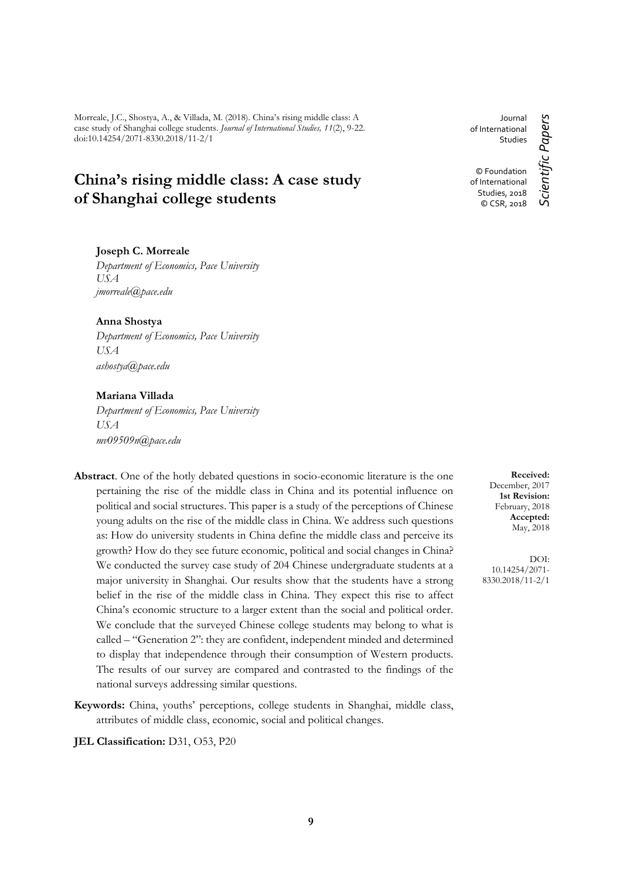Morreale, J.C., Shostya, A., & Villada, M. (2018). China's rising middle class: A case study of Shanghai college students. *Journal of International Studies, 11*(2), 9-22. doi:10.14254/2071-8330.2018/11-2/1

Journal of International Studies

© Foundation of International Studies, 2018
© CSR, 2018

*Scientific Papers*

# China's rising middle class: A case study of Shanghai college students

**Joseph C. Morreale**
*Department of Economics, Pace University*
*USA*
*jmorreale@pace.edu*

**Anna Shostya**
*Department of Economics, Pace University*
*USA*
*ashostya@pace.edu*

**Mariana Villada**
*Department of Economics, Pace University*
*USA*
*mv09509n@pace.edu*

**Abstract**. One of the hotly debated questions in socio-economic literature is the one pertaining the rise of the middle class in China and its potential influence on political and social structures. This paper is a study of the perceptions of Chinese young adults on the rise of the middle class in China. We address such questions as: How do university students in China define the middle class and perceive its growth? How do they see future economic, political and social changes in China? We conducted the survey case study of 204 Chinese undergraduate students at a major university in Shanghai. Our results show that the students have a strong belief in the rise of the middle class in China. They expect this rise to affect China's economic structure to a larger extent than the social and political order. We conclude that the surveyed Chinese college students may belong to what is called – "Generation 2": they are confident, independent minded and determined to display that independence through their consumption of Western products. The results of our survey are compared and contrasted to the findings of the national surveys addressing similar questions.

**Received:** December, 2017
**1st Revision:** February, 2018
**Accepted:** May, 2018

DOI: 10.14254/2071-8330.2018/11-2/1

**Keywords:** China, youths' perceptions, college students in Shanghai, middle class, attributes of middle class, economic, social and political changes.

**JEL Classification:** D31, O53, P20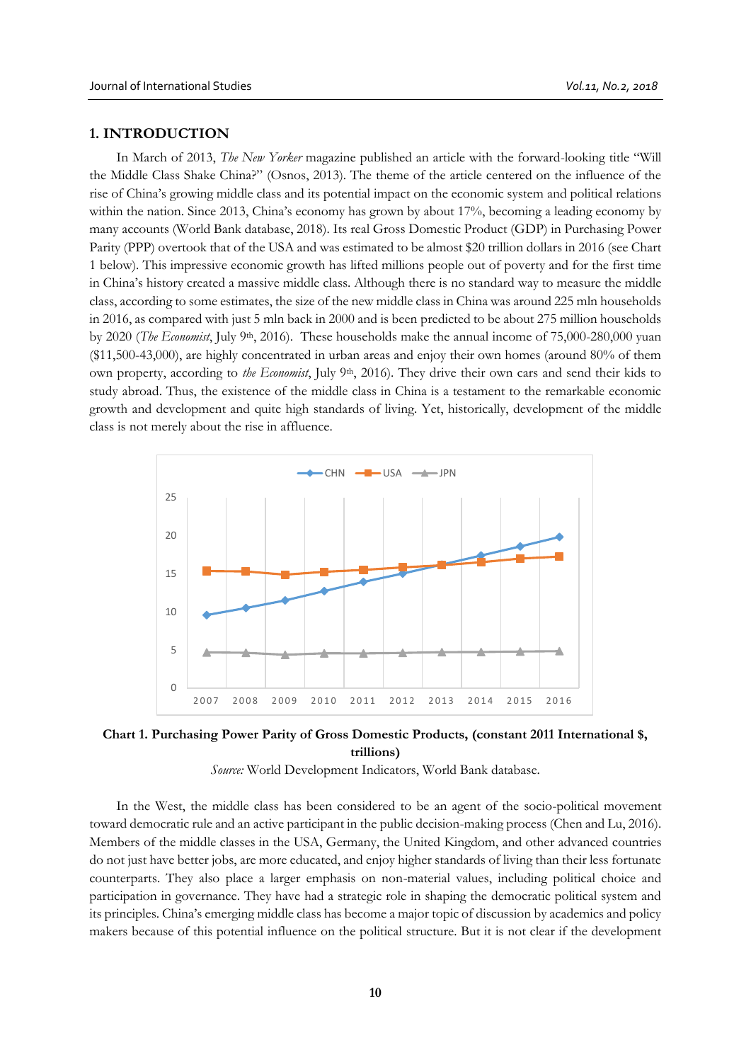## 1. INTRODUCTION

In March of 2013, *The New Yorker* magazine published an article with the forward-looking title "Will the Middle Class Shake China?" (Osnos, 2013). The theme of the article centered on the influence of the rise of China's growing middle class and its potential impact on the economic system and political relations within the nation. Since 2013, China's economy has grown by about 17%, becoming a leading economy by many accounts (World Bank database, 2018). Its real Gross Domestic Product (GDP) in Purchasing Power Parity (PPP) overtook that of the USA and was estimated to be almost $20 trillion dollars in 2016 (see Chart 1 below). This impressive economic growth has lifted millions people out of poverty and for the first time in China's history created a massive middle class. Although there is no standard way to measure the middle class, according to some estimates, the size of the new middle class in China was around 225 mln households in 2016, as compared with just 5 mln back in 2000 and is been predicted to be about 275 million households by 2020 (*The Economist*, July 9th, 2016). These households make the annual income of 75,000-280,000 yuan ($11,500-43,000), are highly concentrated in urban areas and enjoy their own homes (around 80% of them own property, according to *the Economist*, July 9th, 2016). They drive their own cars and send their kids to study abroad. Thus, the existence of the middle class in China is a testament to the remarkable economic growth and development and quite high standards of living. Yet, historically, development of the middle class is not merely about the rise in affluence.

**Chart 1. Purchasing Power Parity of Gross Domestic Products, (constant 2011 International $, trillions)**

*Source:* World Development Indicators, World Bank database.

In the West, the middle class has been considered to be an agent of the socio-political movement toward democratic rule and an active participant in the public decision-making process (Chen and Lu, 2016). Members of the middle classes in the USA, Germany, the United Kingdom, and other advanced countries do not just have better jobs, are more educated, and enjoy higher standards of living than their less fortunate counterparts. They also place a larger emphasis on non-material values, including political choice and participation in governance. They have had a strategic role in shaping the democratic political system and its principles. China's emerging middle class has become a major topic of discussion by academics and policy makers because of this potential influence on the political structure. But it is not clear if the development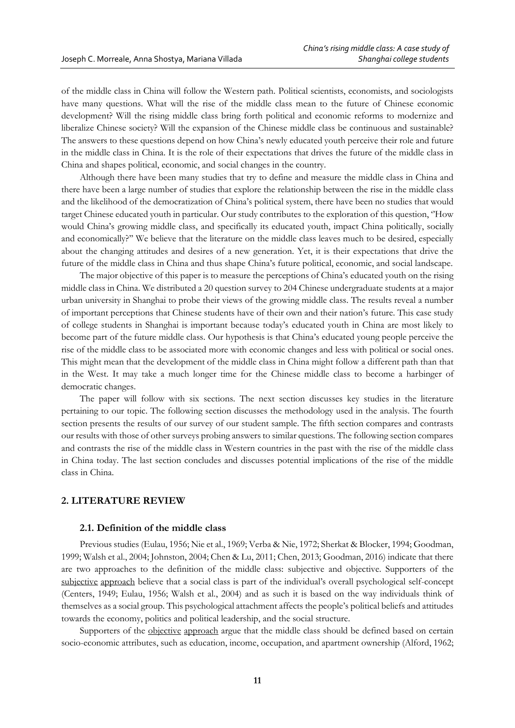of the middle class in China will follow the Western path. Political scientists, economists, and sociologists have many questions. What will the rise of the middle class mean to the future of Chinese economic development? Will the rising middle class bring forth political and economic reforms to modernize and liberalize Chinese society? Will the expansion of the Chinese middle class be continuous and sustainable? The answers to these questions depend on how China's newly educated youth perceive their role and future in the middle class in China. It is the role of their expectations that drives the future of the middle class in China and shapes political, economic, and social changes in the country.

Although there have been many studies that try to define and measure the middle class in China and there have been a large number of studies that explore the relationship between the rise in the middle class and the likelihood of the democratization of China's political system, there have been no studies that would target Chinese educated youth in particular. Our study contributes to the exploration of this question, "How would China's growing middle class, and specifically its educated youth, impact China politically, socially and economically?" We believe that the literature on the middle class leaves much to be desired, especially about the changing attitudes and desires of a new generation. Yet, it is their expectations that drive the future of the middle class in China and thus shape China's future political, economic, and social landscape.

The major objective of this paper is to measure the perceptions of China's educated youth on the rising middle class in China. We distributed a 20 question survey to 204 Chinese undergraduate students at a major urban university in Shanghai to probe their views of the growing middle class. The results reveal a number of important perceptions that Chinese students have of their own and their nation's future. This case study of college students in Shanghai is important because today's educated youth in China are most likely to become part of the future middle class. Our hypothesis is that China's educated young people perceive the rise of the middle class to be associated more with economic changes and less with political or social ones. This might mean that the development of the middle class in China might follow a different path than that in the West. It may take a much longer time for the Chinese middle class to become a harbinger of democratic changes.

The paper will follow with six sections. The next section discusses key studies in the literature pertaining to our topic. The following section discusses the methodology used in the analysis. The fourth section presents the results of our survey of our student sample. The fifth section compares and contrasts our results with those of other surveys probing answers to similar questions. The following section compares and contrasts the rise of the middle class in Western countries in the past with the rise of the middle class in China today. The last section concludes and discusses potential implications of the rise of the middle class in China.

## 2. LITERATURE REVIEW

### 2.1. Definition of the middle class

Previous studies (Eulau, 1956; Nie et al., 1969; Verba & Nie, 1972; Sherkat & Blocker, 1994; Goodman, 1999; Walsh et al., 2004; Johnston, 2004; Chen & Lu, 2011; Chen, 2013; Goodman, 2016) indicate that there are two approaches to the definition of the middle class: subjective and objective. Supporters of the subjective approach believe that a social class is part of the individual's overall psychological self-concept (Centers, 1949; Eulau, 1956; Walsh et al., 2004) and as such it is based on the way individuals think of themselves as a social group. This psychological attachment affects the people's political beliefs and attitudes towards the economy, politics and political leadership, and the social structure.

Supporters of the objective approach argue that the middle class should be defined based on certain socio-economic attributes, such as education, income, occupation, and apartment ownership (Alford, 1962;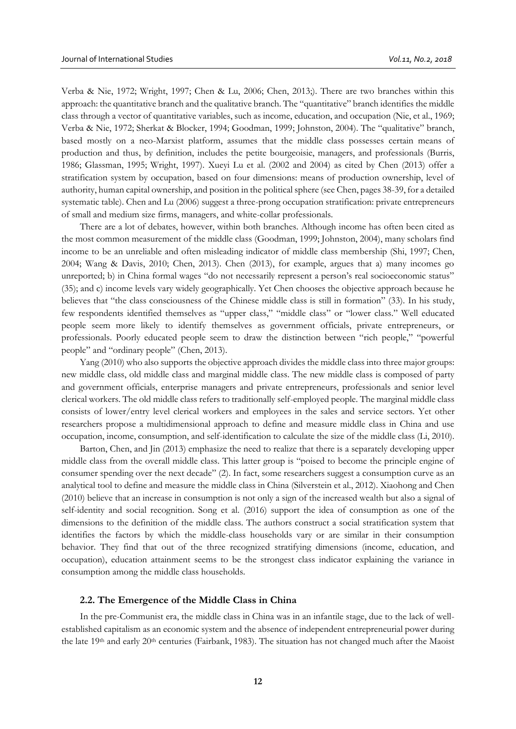Verba & Nie, 1972; Wright, 1997; Chen & Lu, 2006; Chen, 2013;). There are two branches within this approach: the quantitative branch and the qualitative branch. The "quantitative" branch identifies the middle class through a vector of quantitative variables, such as income, education, and occupation (Nie, et al., 1969; Verba & Nie, 1972; Sherkat & Blocker, 1994; Goodman, 1999; Johnston, 2004). The "qualitative" branch, based mostly on a neo-Marxist platform, assumes that the middle class possesses certain means of production and thus, by definition, includes the petite bourgeoisie, managers, and professionals (Burris, 1986; Glassman, 1995; Wright, 1997). Xueyi Lu et al. (2002 and 2004) as cited by Chen (2013) offer a stratification system by occupation, based on four dimensions: means of production ownership, level of authority, human capital ownership, and position in the political sphere (see Chen, pages 38-39, for a detailed systematic table). Chen and Lu (2006) suggest a three-prong occupation stratification: private entrepreneurs of small and medium size firms, managers, and white-collar professionals.

There are a lot of debates, however, within both branches. Although income has often been cited as the most common measurement of the middle class (Goodman, 1999; Johnston, 2004), many scholars find income to be an unreliable and often misleading indicator of middle class membership (Shi, 1997; Chen, 2004; Wang & Davis, 2010; Chen, 2013). Chen (2013), for example, argues that a) many incomes go unreported; b) in China formal wages "do not necessarily represent a person's real socioeconomic status" (35); and c) income levels vary widely geographically. Yet Chen chooses the objective approach because he believes that "the class consciousness of the Chinese middle class is still in formation" (33). In his study, few respondents identified themselves as "upper class," "middle class" or "lower class." Well educated people seem more likely to identify themselves as government officials, private entrepreneurs, or professionals. Poorly educated people seem to draw the distinction between "rich people," "powerful people" and "ordinary people" (Chen, 2013).

Yang (2010) who also supports the objective approach divides the middle class into three major groups: new middle class, old middle class and marginal middle class. The new middle class is composed of party and government officials, enterprise managers and private entrepreneurs, professionals and senior level clerical workers. The old middle class refers to traditionally self-employed people. The marginal middle class consists of lower/entry level clerical workers and employees in the sales and service sectors. Yet other researchers propose a multidimensional approach to define and measure middle class in China and use occupation, income, consumption, and self-identification to calculate the size of the middle class (Li, 2010).

Barton, Chen, and Jin (2013) emphasize the need to realize that there is a separately developing upper middle class from the overall middle class. This latter group is "poised to become the principle engine of consumer spending over the next decade" (2). In fact, some researchers suggest a consumption curve as an analytical tool to define and measure the middle class in China (Silverstein et al., 2012). Xiaohong and Chen (2010) believe that an increase in consumption is not only a sign of the increased wealth but also a signal of self-identity and social recognition. Song et al. (2016) support the idea of consumption as one of the dimensions to the definition of the middle class. The authors construct a social stratification system that identifies the factors by which the middle-class households vary or are similar in their consumption behavior. They find that out of the three recognized stratifying dimensions (income, education, and occupation), education attainment seems to be the strongest class indicator explaining the variance in consumption among the middle class households.

### 2.2. The Emergence of the Middle Class in China

In the pre-Communist era, the middle class in China was in an infantile stage, due to the lack of well-established capitalism as an economic system and the absence of independent entrepreneurial power during the late 19th and early 20th centuries (Fairbank, 1983). The situation has not changed much after the Maoist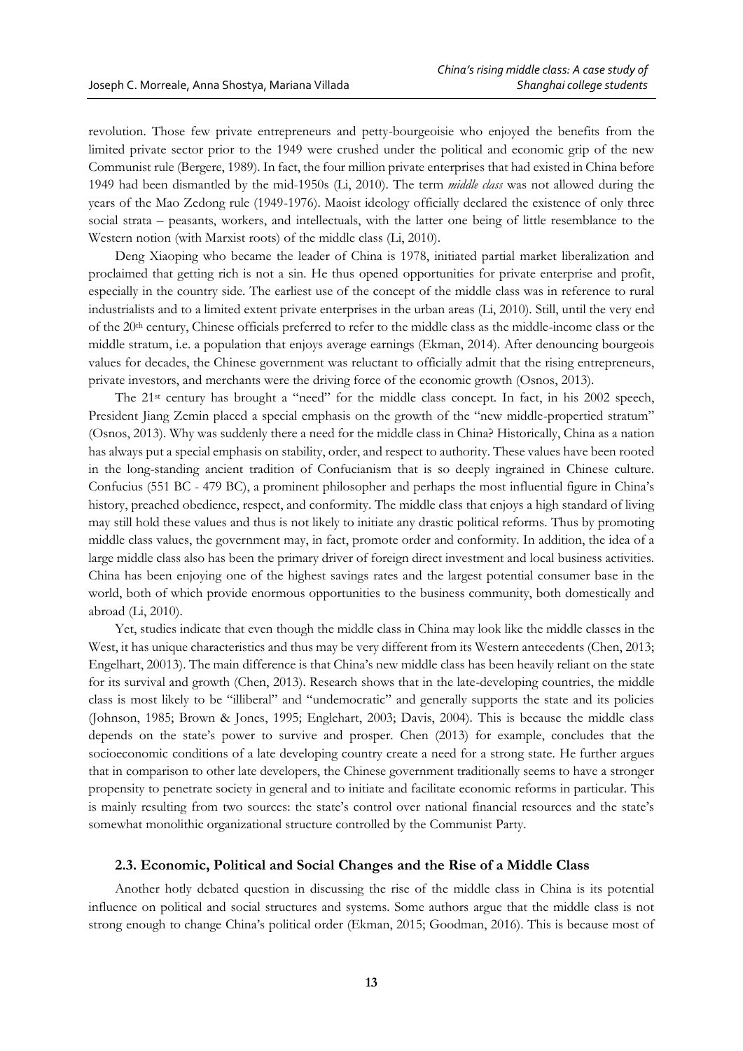revolution. Those few private entrepreneurs and petty-bourgeoisie who enjoyed the benefits from the limited private sector prior to the 1949 were crushed under the political and economic grip of the new Communist rule (Bergere, 1989). In fact, the four million private enterprises that had existed in China before 1949 had been dismantled by the mid-1950s (Li, 2010). The term *middle class* was not allowed during the years of the Mao Zedong rule (1949-1976). Maoist ideology officially declared the existence of only three social strata – peasants, workers, and intellectuals, with the latter one being of little resemblance to the Western notion (with Marxist roots) of the middle class (Li, 2010).

Deng Xiaoping who became the leader of China is 1978, initiated partial market liberalization and proclaimed that getting rich is not a sin. He thus opened opportunities for private enterprise and profit, especially in the country side. The earliest use of the concept of the middle class was in reference to rural industrialists and to a limited extent private enterprises in the urban areas (Li, 2010). Still, until the very end of the 20th century, Chinese officials preferred to refer to the middle class as the middle-income class or the middle stratum, i.e. a population that enjoys average earnings (Ekman, 2014). After denouncing bourgeois values for decades, the Chinese government was reluctant to officially admit that the rising entrepreneurs, private investors, and merchants were the driving force of the economic growth (Osnos, 2013).

The 21st century has brought a "need" for the middle class concept. In fact, in his 2002 speech, President Jiang Zemin placed a special emphasis on the growth of the "new middle-propertied stratum" (Osnos, 2013). Why was suddenly there a need for the middle class in China? Historically, China as a nation has always put a special emphasis on stability, order, and respect to authority. These values have been rooted in the long-standing ancient tradition of Confucianism that is so deeply ingrained in Chinese culture. Confucius (551 BC - 479 BC), a prominent philosopher and perhaps the most influential figure in China's history, preached obedience, respect, and conformity. The middle class that enjoys a high standard of living may still hold these values and thus is not likely to initiate any drastic political reforms. Thus by promoting middle class values, the government may, in fact, promote order and conformity. In addition, the idea of a large middle class also has been the primary driver of foreign direct investment and local business activities. China has been enjoying one of the highest savings rates and the largest potential consumer base in the world, both of which provide enormous opportunities to the business community, both domestically and abroad (Li, 2010).

Yet, studies indicate that even though the middle class in China may look like the middle classes in the West, it has unique characteristics and thus may be very different from its Western antecedents (Chen, 2013; Engelhart, 20013). The main difference is that China's new middle class has been heavily reliant on the state for its survival and growth (Chen, 2013). Research shows that in the late-developing countries, the middle class is most likely to be "illiberal" and "undemocratic" and generally supports the state and its policies (Johnson, 1985; Brown & Jones, 1995; Englehart, 2003; Davis, 2004). This is because the middle class depends on the state's power to survive and prosper. Chen (2013) for example, concludes that the socioeconomic conditions of a late developing country create a need for a strong state. He further argues that in comparison to other late developers, the Chinese government traditionally seems to have a stronger propensity to penetrate society in general and to initiate and facilitate economic reforms in particular. This is mainly resulting from two sources: the state's control over national financial resources and the state's somewhat monolithic organizational structure controlled by the Communist Party.

### 2.3. Economic, Political and Social Changes and the Rise of a Middle Class

Another hotly debated question in discussing the rise of the middle class in China is its potential influence on political and social structures and systems. Some authors argue that the middle class is not strong enough to change China's political order (Ekman, 2015; Goodman, 2016). This is because most of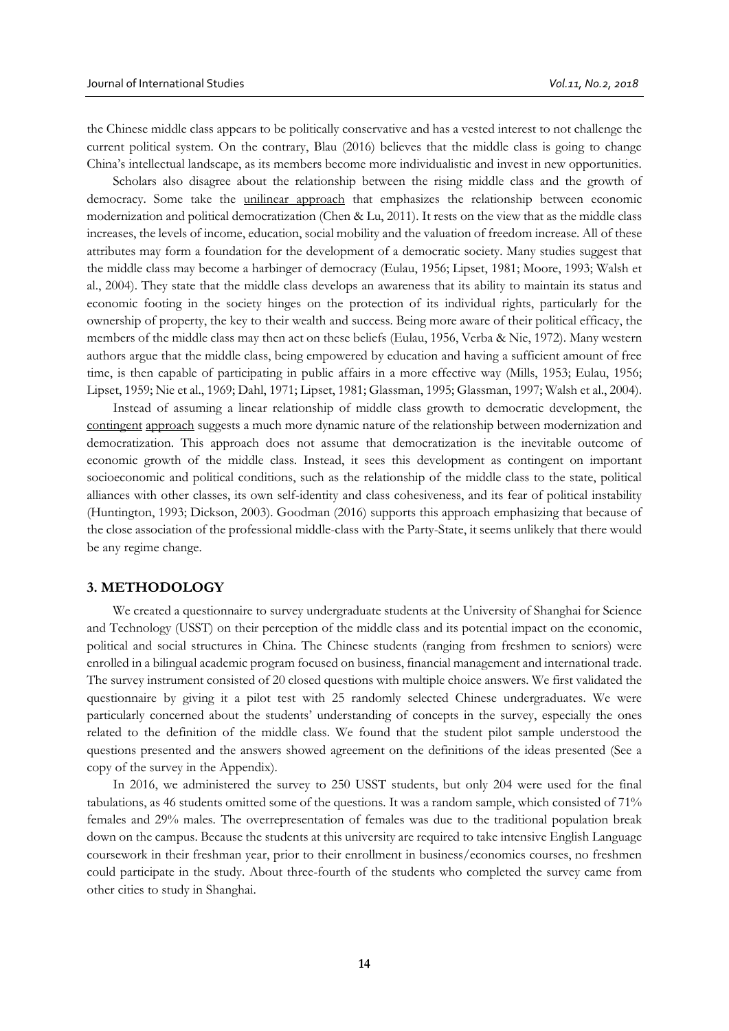the Chinese middle class appears to be politically conservative and has a vested interest to not challenge the current political system. On the contrary, Blau (2016) believes that the middle class is going to change China's intellectual landscape, as its members become more individualistic and invest in new opportunities.

Scholars also disagree about the relationship between the rising middle class and the growth of democracy. Some take the unilinear approach that emphasizes the relationship between economic modernization and political democratization (Chen & Lu, 2011). It rests on the view that as the middle class increases, the levels of income, education, social mobility and the valuation of freedom increase. All of these attributes may form a foundation for the development of a democratic society. Many studies suggest that the middle class may become a harbinger of democracy (Eulau, 1956; Lipset, 1981; Moore, 1993; Walsh et al., 2004). They state that the middle class develops an awareness that its ability to maintain its status and economic footing in the society hinges on the protection of its individual rights, particularly for the ownership of property, the key to their wealth and success. Being more aware of their political efficacy, the members of the middle class may then act on these beliefs (Eulau, 1956, Verba & Nie, 1972). Many western authors argue that the middle class, being empowered by education and having a sufficient amount of free time, is then capable of participating in public affairs in a more effective way (Mills, 1953; Eulau, 1956; Lipset, 1959; Nie et al., 1969; Dahl, 1971; Lipset, 1981; Glassman, 1995; Glassman, 1997; Walsh et al., 2004).

Instead of assuming a linear relationship of middle class growth to democratic development, the contingent approach suggests a much more dynamic nature of the relationship between modernization and democratization. This approach does not assume that democratization is the inevitable outcome of economic growth of the middle class. Instead, it sees this development as contingent on important socioeconomic and political conditions, such as the relationship of the middle class to the state, political alliances with other classes, its own self-identity and class cohesiveness, and its fear of political instability (Huntington, 1993; Dickson, 2003). Goodman (2016) supports this approach emphasizing that because of the close association of the professional middle-class with the Party-State, it seems unlikely that there would be any regime change.

## 3. METHODOLOGY

We created a questionnaire to survey undergraduate students at the University of Shanghai for Science and Technology (USST) on their perception of the middle class and its potential impact on the economic, political and social structures in China. The Chinese students (ranging from freshmen to seniors) were enrolled in a bilingual academic program focused on business, financial management and international trade. The survey instrument consisted of 20 closed questions with multiple choice answers. We first validated the questionnaire by giving it a pilot test with 25 randomly selected Chinese undergraduates. We were particularly concerned about the students' understanding of concepts in the survey, especially the ones related to the definition of the middle class. We found that the student pilot sample understood the questions presented and the answers showed agreement on the definitions of the ideas presented (See a copy of the survey in the Appendix).

In 2016, we administered the survey to 250 USST students, but only 204 were used for the final tabulations, as 46 students omitted some of the questions. It was a random sample, which consisted of 71% females and 29% males. The overrepresentation of females was due to the traditional population break down on the campus. Because the students at this university are required to take intensive English Language coursework in their freshman year, prior to their enrollment in business/economics courses, no freshmen could participate in the study. About three-fourth of the students who completed the survey came from other cities to study in Shanghai.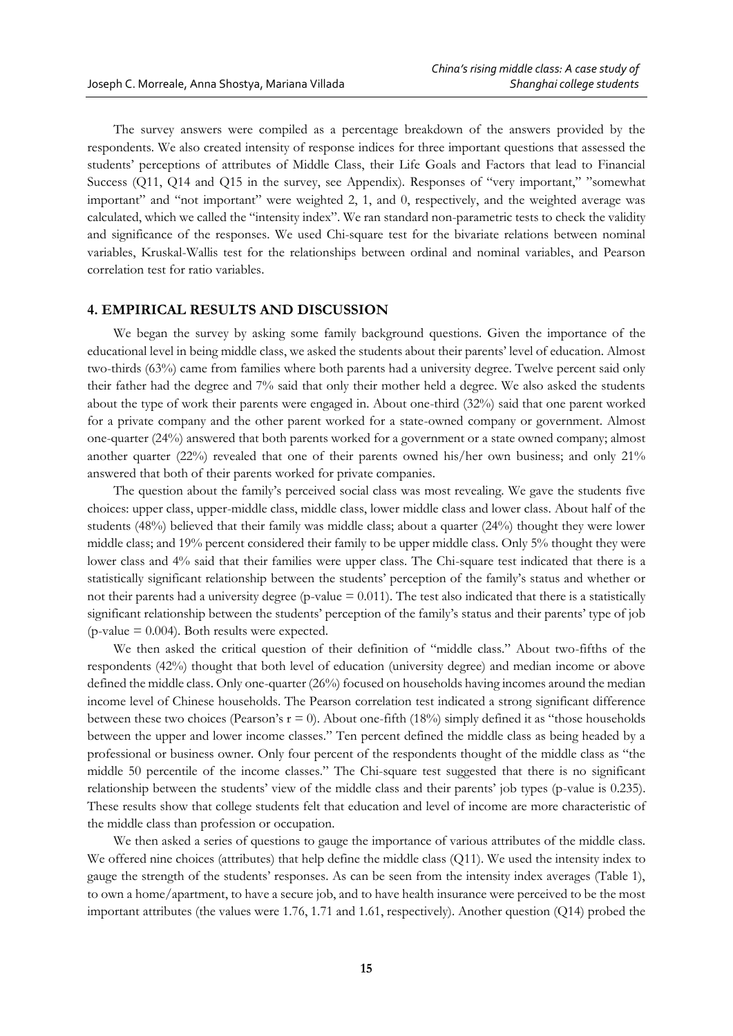The survey answers were compiled as a percentage breakdown of the answers provided by the respondents. We also created intensity of response indices for three important questions that assessed the students' perceptions of attributes of Middle Class, their Life Goals and Factors that lead to Financial Success (Q11, Q14 and Q15 in the survey, see Appendix). Responses of "very important," "somewhat important" and "not important" were weighted 2, 1, and 0, respectively, and the weighted average was calculated, which we called the "intensity index". We ran standard non-parametric tests to check the validity and significance of the responses. We used Chi-square test for the bivariate relations between nominal variables, Kruskal-Wallis test for the relationships between ordinal and nominal variables, and Pearson correlation test for ratio variables.

## 4. EMPIRICAL RESULTS AND DISCUSSION

We began the survey by asking some family background questions. Given the importance of the educational level in being middle class, we asked the students about their parents' level of education. Almost two-thirds (63%) came from families where both parents had a university degree. Twelve percent said only their father had the degree and 7% said that only their mother held a degree. We also asked the students about the type of work their parents were engaged in. About one-third (32%) said that one parent worked for a private company and the other parent worked for a state-owned company or government. Almost one-quarter (24%) answered that both parents worked for a government or a state owned company; almost another quarter (22%) revealed that one of their parents owned his/her own business; and only 21% answered that both of their parents worked for private companies.

The question about the family's perceived social class was most revealing. We gave the students five choices: upper class, upper-middle class, middle class, lower middle class and lower class. About half of the students (48%) believed that their family was middle class; about a quarter (24%) thought they were lower middle class; and 19% percent considered their family to be upper middle class. Only 5% thought they were lower class and 4% said that their families were upper class. The Chi-square test indicated that there is a statistically significant relationship between the students' perception of the family's status and whether or not their parents had a university degree (p-value = 0.011). The test also indicated that there is a statistically significant relationship between the students' perception of the family's status and their parents' type of job (p-value = 0.004). Both results were expected.

We then asked the critical question of their definition of "middle class." About two-fifths of the respondents (42%) thought that both level of education (university degree) and median income or above defined the middle class. Only one-quarter (26%) focused on households having incomes around the median income level of Chinese households. The Pearson correlation test indicated a strong significant difference between these two choices (Pearson's r = 0). About one-fifth (18%) simply defined it as "those households between the upper and lower income classes." Ten percent defined the middle class as being headed by a professional or business owner. Only four percent of the respondents thought of the middle class as "the middle 50 percentile of the income classes." The Chi-square test suggested that there is no significant relationship between the students' view of the middle class and their parents' job types (p-value is 0.235). These results show that college students felt that education and level of income are more characteristic of the middle class than profession or occupation.

We then asked a series of questions to gauge the importance of various attributes of the middle class. We offered nine choices (attributes) that help define the middle class (Q11). We used the intensity index to gauge the strength of the students' responses. As can be seen from the intensity index averages (Table 1), to own a home/apartment, to have a secure job, and to have health insurance were perceived to be the most important attributes (the values were 1.76, 1.71 and 1.61, respectively). Another question (Q14) probed the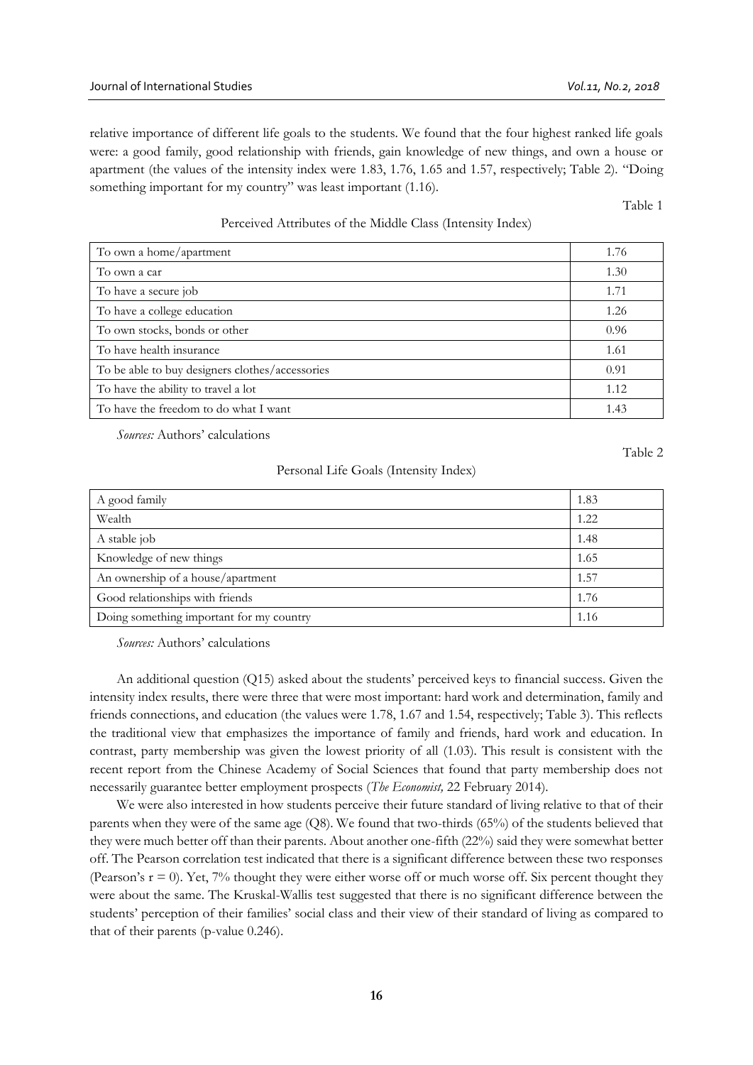relative importance of different life goals to the students. We found that the four highest ranked life goals were: a good family, good relationship with friends, gain knowledge of new things, and own a house or apartment (the values of the intensity index were 1.83, 1.76, 1.65 and 1.57, respectively; Table 2). "Doing something important for my country" was least important (1.16).

Table 1

Perceived Attributes of the Middle Class (Intensity Index)

| | |
|---|---|
| To own a home/apartment | 1.76 |
| To own a car | 1.30 |
| To have a secure job | 1.71 |
| To have a college education | 1.26 |
| To own stocks, bonds or other | 0.96 |
| To have health insurance | 1.61 |
| To be able to buy designers clothes/accessories | 0.91 |
| To have the ability to travel a lot | 1.12 |
| To have the freedom to do what I want | 1.43 |

*Sources:* Authors' calculations

Table 2

Personal Life Goals (Intensity Index)

| | |
|---|---|
| A good family | 1.83 |
| Wealth | 1.22 |
| A stable job | 1.48 |
| Knowledge of new things | 1.65 |
| An ownership of a house/apartment | 1.57 |
| Good relationships with friends | 1.76 |
| Doing something important for my country | 1.16 |

*Sources:* Authors' calculations

An additional question (Q15) asked about the students' perceived keys to financial success. Given the intensity index results, there were three that were most important: hard work and determination, family and friends connections, and education (the values were 1.78, 1.67 and 1.54, respectively; Table 3). This reflects the traditional view that emphasizes the importance of family and friends, hard work and education. In contrast, party membership was given the lowest priority of all (1.03). This result is consistent with the recent report from the Chinese Academy of Social Sciences that found that party membership does not necessarily guarantee better employment prospects (*The Economist,* 22 February 2014).

We were also interested in how students perceive their future standard of living relative to that of their parents when they were of the same age (Q8). We found that two-thirds (65%) of the students believed that they were much better off than their parents. About another one-fifth (22%) said they were somewhat better off. The Pearson correlation test indicated that there is a significant difference between these two responses (Pearson's $r = 0$). Yet, 7% thought they were either worse off or much worse off. Six percent thought they were about the same. The Kruskal-Wallis test suggested that there is no significant difference between the students' perception of their families' social class and their view of their standard of living as compared to that of their parents (p-value 0.246).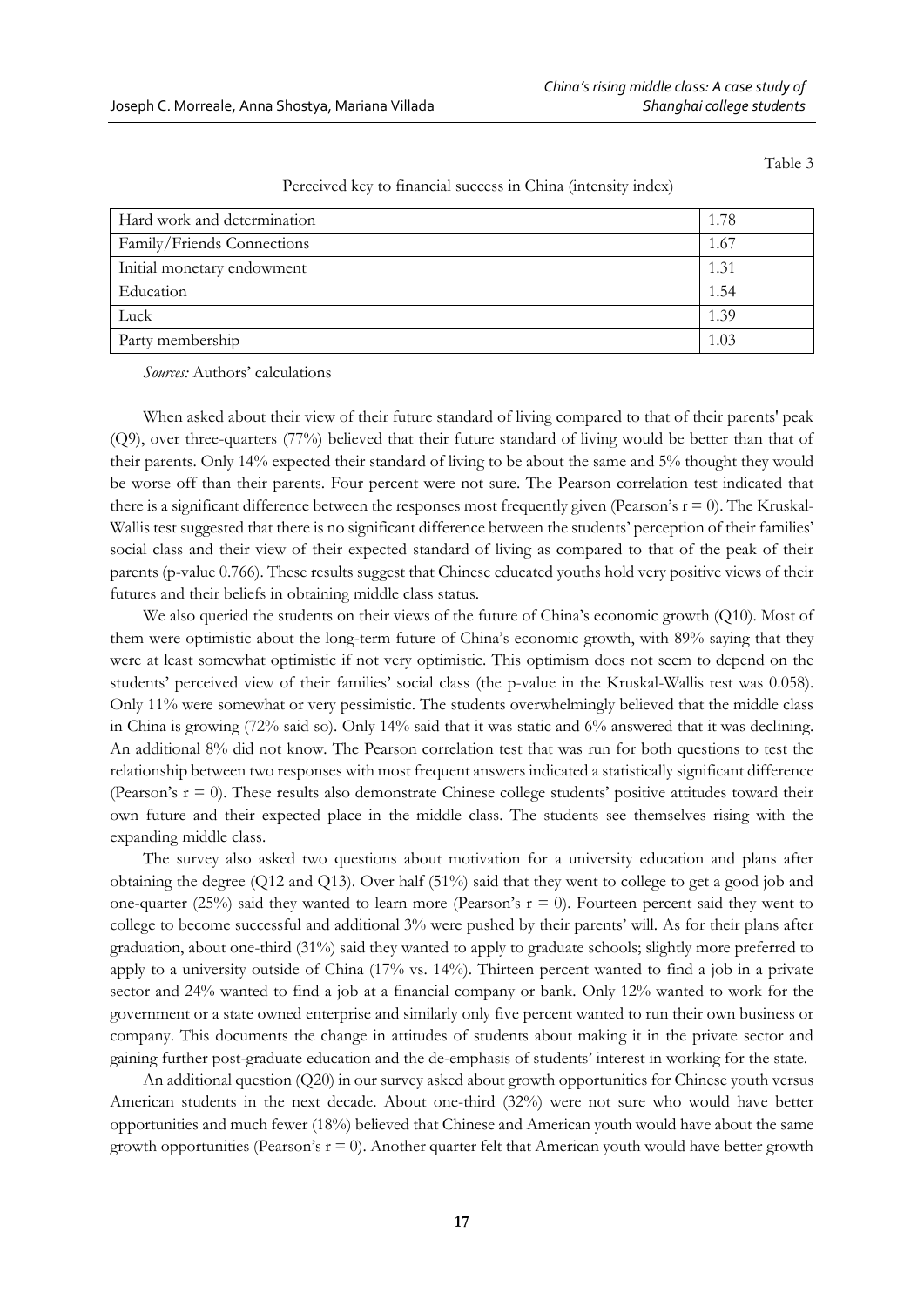Table 3

Perceived key to financial success in China (intensity index)

| | |
|---|---|
| Hard work and determination | 1.78 |
| Family/Friends Connections | 1.67 |
| Initial monetary endowment | 1.31 |
| Education | 1.54 |
| Luck | 1.39 |
| Party membership | 1.03 |

*Sources:* Authors' calculations

When asked about their view of their future standard of living compared to that of their parents' peak (Q9), over three-quarters (77%) believed that their future standard of living would be better than that of their parents. Only 14% expected their standard of living to be about the same and 5% thought they would be worse off than their parents. Four percent were not sure. The Pearson correlation test indicated that there is a significant difference between the responses most frequently given (Pearson's $r = 0$). The Kruskal-Wallis test suggested that there is no significant difference between the students' perception of their families' social class and their view of their expected standard of living as compared to that of the peak of their parents (p-value 0.766). These results suggest that Chinese educated youths hold very positive views of their futures and their beliefs in obtaining middle class status.

We also queried the students on their views of the future of China's economic growth (Q10). Most of them were optimistic about the long-term future of China's economic growth, with 89% saying that they were at least somewhat optimistic if not very optimistic. This optimism does not seem to depend on the students' perceived view of their families' social class (the p-value in the Kruskal-Wallis test was 0.058). Only 11% were somewhat or very pessimistic. The students overwhelmingly believed that the middle class in China is growing (72% said so). Only 14% said that it was static and 6% answered that it was declining. An additional 8% did not know. The Pearson correlation test that was run for both questions to test the relationship between two responses with most frequent answers indicated a statistically significant difference (Pearson's $r = 0$). These results also demonstrate Chinese college students' positive attitudes toward their own future and their expected place in the middle class. The students see themselves rising with the expanding middle class.

The survey also asked two questions about motivation for a university education and plans after obtaining the degree (Q12 and Q13). Over half (51%) said that they went to college to get a good job and one-quarter (25%) said they wanted to learn more (Pearson's $r = 0$). Fourteen percent said they went to college to become successful and additional 3% were pushed by their parents' will. As for their plans after graduation, about one-third (31%) said they wanted to apply to graduate schools; slightly more preferred to apply to a university outside of China (17% vs. 14%). Thirteen percent wanted to find a job in a private sector and 24% wanted to find a job at a financial company or bank. Only 12% wanted to work for the government or a state owned enterprise and similarly only five percent wanted to run their own business or company. This documents the change in attitudes of students about making it in the private sector and gaining further post-graduate education and the de-emphasis of students' interest in working for the state.

An additional question (Q20) in our survey asked about growth opportunities for Chinese youth versus American students in the next decade. About one-third (32%) were not sure who would have better opportunities and much fewer (18%) believed that Chinese and American youth would have about the same growth opportunities (Pearson's $r = 0$). Another quarter felt that American youth would have better growth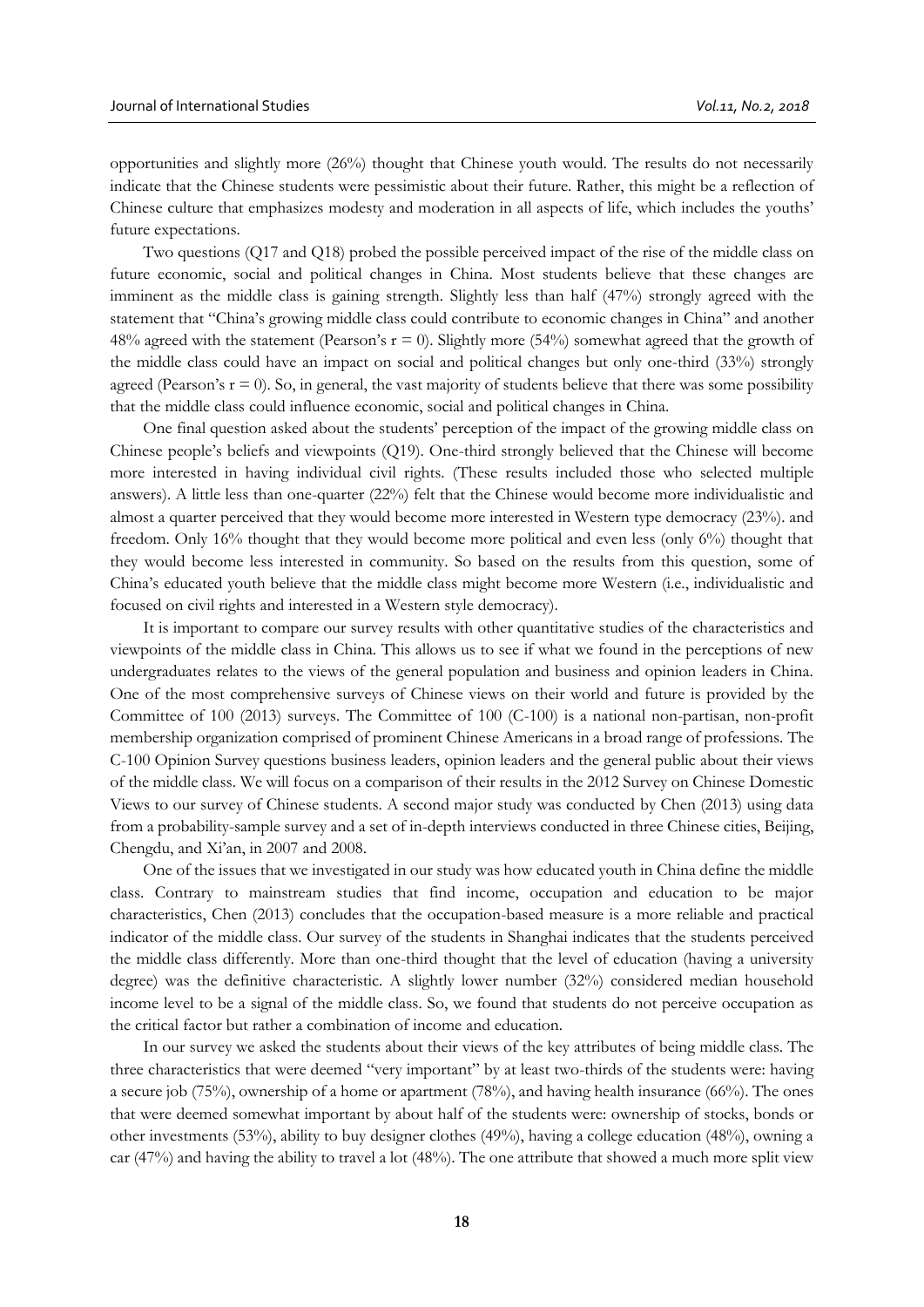opportunities and slightly more (26%) thought that Chinese youth would. The results do not necessarily indicate that the Chinese students were pessimistic about their future. Rather, this might be a reflection of Chinese culture that emphasizes modesty and moderation in all aspects of life, which includes the youths' future expectations.

Two questions (Q17 and Q18) probed the possible perceived impact of the rise of the middle class on future economic, social and political changes in China. Most students believe that these changes are imminent as the middle class is gaining strength. Slightly less than half (47%) strongly agreed with the statement that "China's growing middle class could contribute to economic changes in China" and another 48% agreed with the statement (Pearson's $r = 0$). Slightly more (54%) somewhat agreed that the growth of the middle class could have an impact on social and political changes but only one-third (33%) strongly agreed (Pearson's $r = 0$). So, in general, the vast majority of students believe that there was some possibility that the middle class could influence economic, social and political changes in China.

One final question asked about the students' perception of the impact of the growing middle class on Chinese people's beliefs and viewpoints (Q19). One-third strongly believed that the Chinese will become more interested in having individual civil rights. (These results included those who selected multiple answers). A little less than one-quarter (22%) felt that the Chinese would become more individualistic and almost a quarter perceived that they would become more interested in Western type democracy (23%). and freedom. Only 16% thought that they would become more political and even less (only 6%) thought that they would become less interested in community. So based on the results from this question, some of China's educated youth believe that the middle class might become more Western (i.e., individualistic and focused on civil rights and interested in a Western style democracy).

It is important to compare our survey results with other quantitative studies of the characteristics and viewpoints of the middle class in China. This allows us to see if what we found in the perceptions of new undergraduates relates to the views of the general population and business and opinion leaders in China. One of the most comprehensive surveys of Chinese views on their world and future is provided by the Committee of 100 (2013) surveys. The Committee of 100 (C-100) is a national non-partisan, non-profit membership organization comprised of prominent Chinese Americans in a broad range of professions. The C-100 Opinion Survey questions business leaders, opinion leaders and the general public about their views of the middle class. We will focus on a comparison of their results in the 2012 Survey on Chinese Domestic Views to our survey of Chinese students. A second major study was conducted by Chen (2013) using data from a probability-sample survey and a set of in-depth interviews conducted in three Chinese cities, Beijing, Chengdu, and Xi'an, in 2007 and 2008.

One of the issues that we investigated in our study was how educated youth in China define the middle class. Contrary to mainstream studies that find income, occupation and education to be major characteristics, Chen (2013) concludes that the occupation-based measure is a more reliable and practical indicator of the middle class. Our survey of the students in Shanghai indicates that the students perceived the middle class differently. More than one-third thought that the level of education (having a university degree) was the definitive characteristic. A slightly lower number (32%) considered median household income level to be a signal of the middle class. So, we found that students do not perceive occupation as the critical factor but rather a combination of income and education.

In our survey we asked the students about their views of the key attributes of being middle class. The three characteristics that were deemed "very important" by at least two-thirds of the students were: having a secure job (75%), ownership of a home or apartment (78%), and having health insurance (66%). The ones that were deemed somewhat important by about half of the students were: ownership of stocks, bonds or other investments (53%), ability to buy designer clothes (49%), having a college education (48%), owning a car (47%) and having the ability to travel a lot (48%). The one attribute that showed a much more split view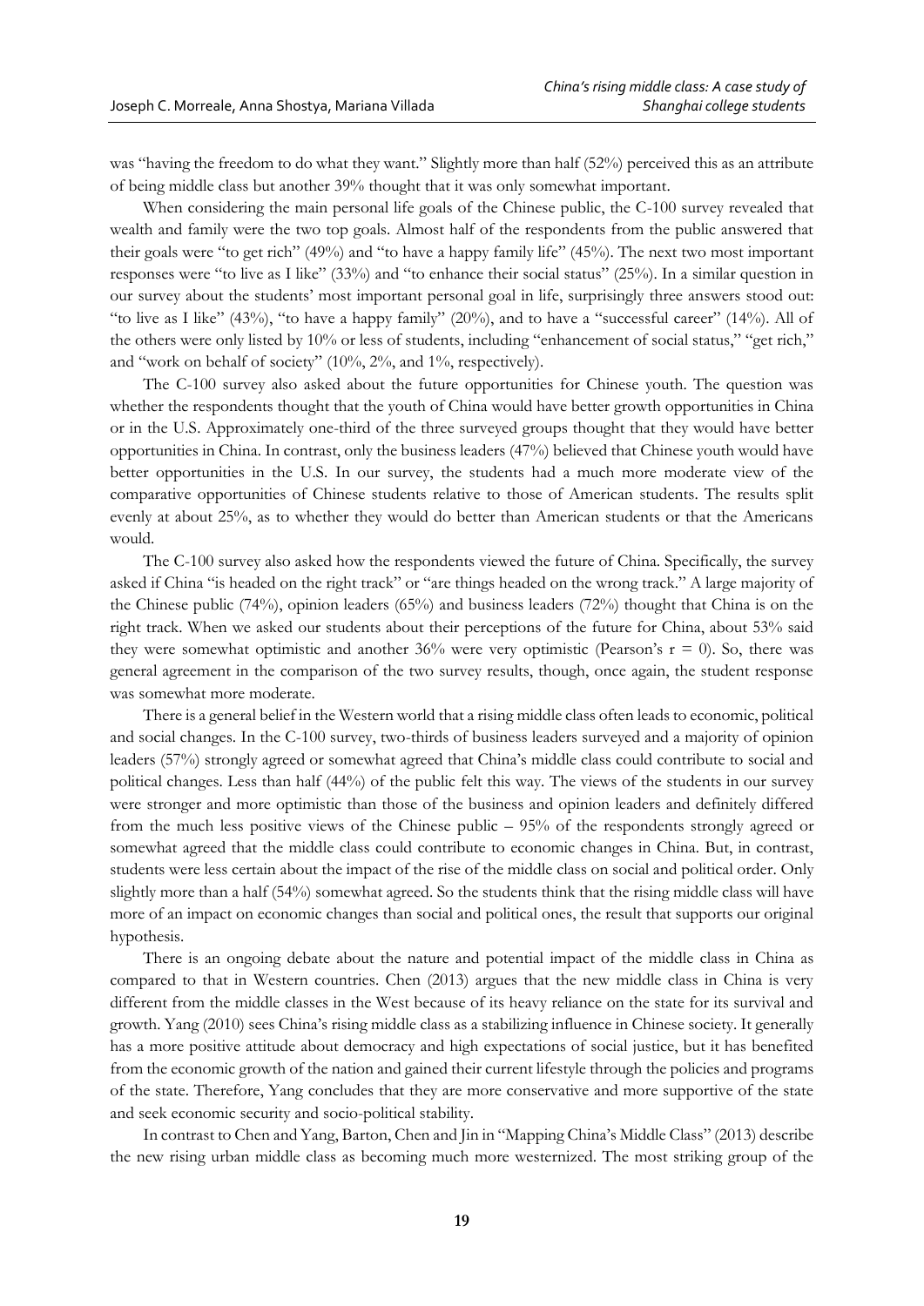was "having the freedom to do what they want." Slightly more than half (52%) perceived this as an attribute of being middle class but another 39% thought that it was only somewhat important.

When considering the main personal life goals of the Chinese public, the C-100 survey revealed that wealth and family were the two top goals. Almost half of the respondents from the public answered that their goals were "to get rich" (49%) and "to have a happy family life" (45%). The next two most important responses were "to live as I like" (33%) and "to enhance their social status" (25%). In a similar question in our survey about the students' most important personal goal in life, surprisingly three answers stood out: "to live as I like" (43%), "to have a happy family" (20%), and to have a "successful career" (14%). All of the others were only listed by 10% or less of students, including "enhancement of social status," "get rich," and "work on behalf of society" (10%, 2%, and 1%, respectively).

The C-100 survey also asked about the future opportunities for Chinese youth. The question was whether the respondents thought that the youth of China would have better growth opportunities in China or in the U.S. Approximately one-third of the three surveyed groups thought that they would have better opportunities in China. In contrast, only the business leaders (47%) believed that Chinese youth would have better opportunities in the U.S. In our survey, the students had a much more moderate view of the comparative opportunities of Chinese students relative to those of American students. The results split evenly at about 25%, as to whether they would do better than American students or that the Americans would.

The C-100 survey also asked how the respondents viewed the future of China. Specifically, the survey asked if China "is headed on the right track" or "are things headed on the wrong track." A large majority of the Chinese public (74%), opinion leaders (65%) and business leaders (72%) thought that China is on the right track. When we asked our students about their perceptions of the future for China, about 53% said they were somewhat optimistic and another 36% were very optimistic (Pearson's $r = 0$). So, there was general agreement in the comparison of the two survey results, though, once again, the student response was somewhat more moderate.

There is a general belief in the Western world that a rising middle class often leads to economic, political and social changes. In the C-100 survey, two-thirds of business leaders surveyed and a majority of opinion leaders (57%) strongly agreed or somewhat agreed that China's middle class could contribute to social and political changes. Less than half (44%) of the public felt this way. The views of the students in our survey were stronger and more optimistic than those of the business and opinion leaders and definitely differed from the much less positive views of the Chinese public – 95% of the respondents strongly agreed or somewhat agreed that the middle class could contribute to economic changes in China. But, in contrast, students were less certain about the impact of the rise of the middle class on social and political order. Only slightly more than a half (54%) somewhat agreed. So the students think that the rising middle class will have more of an impact on economic changes than social and political ones, the result that supports our original hypothesis.

There is an ongoing debate about the nature and potential impact of the middle class in China as compared to that in Western countries. Chen (2013) argues that the new middle class in China is very different from the middle classes in the West because of its heavy reliance on the state for its survival and growth. Yang (2010) sees China's rising middle class as a stabilizing influence in Chinese society. It generally has a more positive attitude about democracy and high expectations of social justice, but it has benefited from the economic growth of the nation and gained their current lifestyle through the policies and programs of the state. Therefore, Yang concludes that they are more conservative and more supportive of the state and seek economic security and socio-political stability.

In contrast to Chen and Yang, Barton, Chen and Jin in "Mapping China's Middle Class" (2013) describe the new rising urban middle class as becoming much more westernized. The most striking group of the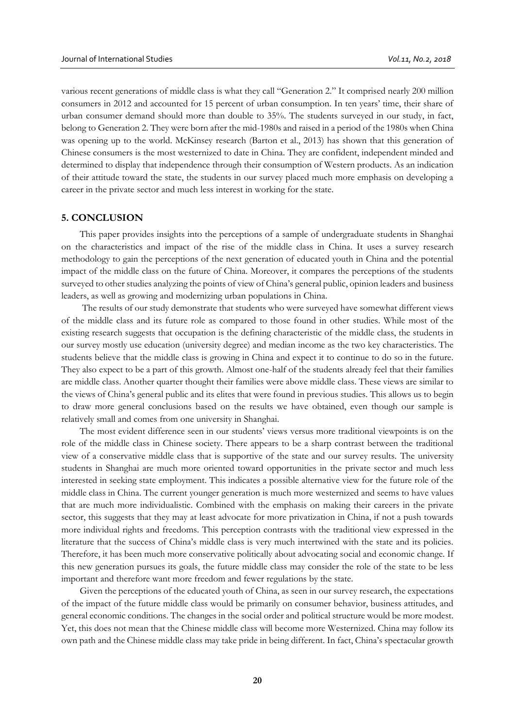various recent generations of middle class is what they call "Generation 2." It comprised nearly 200 million consumers in 2012 and accounted for 15 percent of urban consumption. In ten years' time, their share of urban consumer demand should more than double to 35%. The students surveyed in our study, in fact, belong to Generation 2. They were born after the mid-1980s and raised in a period of the 1980s when China was opening up to the world. McKinsey research (Barton et al., 2013) has shown that this generation of Chinese consumers is the most westernized to date in China. They are confident, independent minded and determined to display that independence through their consumption of Western products. As an indication of their attitude toward the state, the students in our survey placed much more emphasis on developing a career in the private sector and much less interest in working for the state.

## 5. CONCLUSION

This paper provides insights into the perceptions of a sample of undergraduate students in Shanghai on the characteristics and impact of the rise of the middle class in China. It uses a survey research methodology to gain the perceptions of the next generation of educated youth in China and the potential impact of the middle class on the future of China. Moreover, it compares the perceptions of the students surveyed to other studies analyzing the points of view of China's general public, opinion leaders and business leaders, as well as growing and modernizing urban populations in China.

The results of our study demonstrate that students who were surveyed have somewhat different views of the middle class and its future role as compared to those found in other studies. While most of the existing research suggests that occupation is the defining characteristic of the middle class, the students in our survey mostly use education (university degree) and median income as the two key characteristics. The students believe that the middle class is growing in China and expect it to continue to do so in the future. They also expect to be a part of this growth. Almost one-half of the students already feel that their families are middle class. Another quarter thought their families were above middle class. These views are similar to the views of China's general public and its elites that were found in previous studies. This allows us to begin to draw more general conclusions based on the results we have obtained, even though our sample is relatively small and comes from one university in Shanghai.

The most evident difference seen in our students' views versus more traditional viewpoints is on the role of the middle class in Chinese society. There appears to be a sharp contrast between the traditional view of a conservative middle class that is supportive of the state and our survey results. The university students in Shanghai are much more oriented toward opportunities in the private sector and much less interested in seeking state employment. This indicates a possible alternative view for the future role of the middle class in China. The current younger generation is much more westernized and seems to have values that are much more individualistic. Combined with the emphasis on making their careers in the private sector, this suggests that they may at least advocate for more privatization in China, if not a push towards more individual rights and freedoms. This perception contrasts with the traditional view expressed in the literature that the success of China's middle class is very much intertwined with the state and its policies. Therefore, it has been much more conservative politically about advocating social and economic change. If this new generation pursues its goals, the future middle class may consider the role of the state to be less important and therefore want more freedom and fewer regulations by the state.

Given the perceptions of the educated youth of China, as seen in our survey research, the expectations of the impact of the future middle class would be primarily on consumer behavior, business attitudes, and general economic conditions. The changes in the social order and political structure would be more modest. Yet, this does not mean that the Chinese middle class will become more Westernized. China may follow its own path and the Chinese middle class may take pride in being different. In fact, China's spectacular growth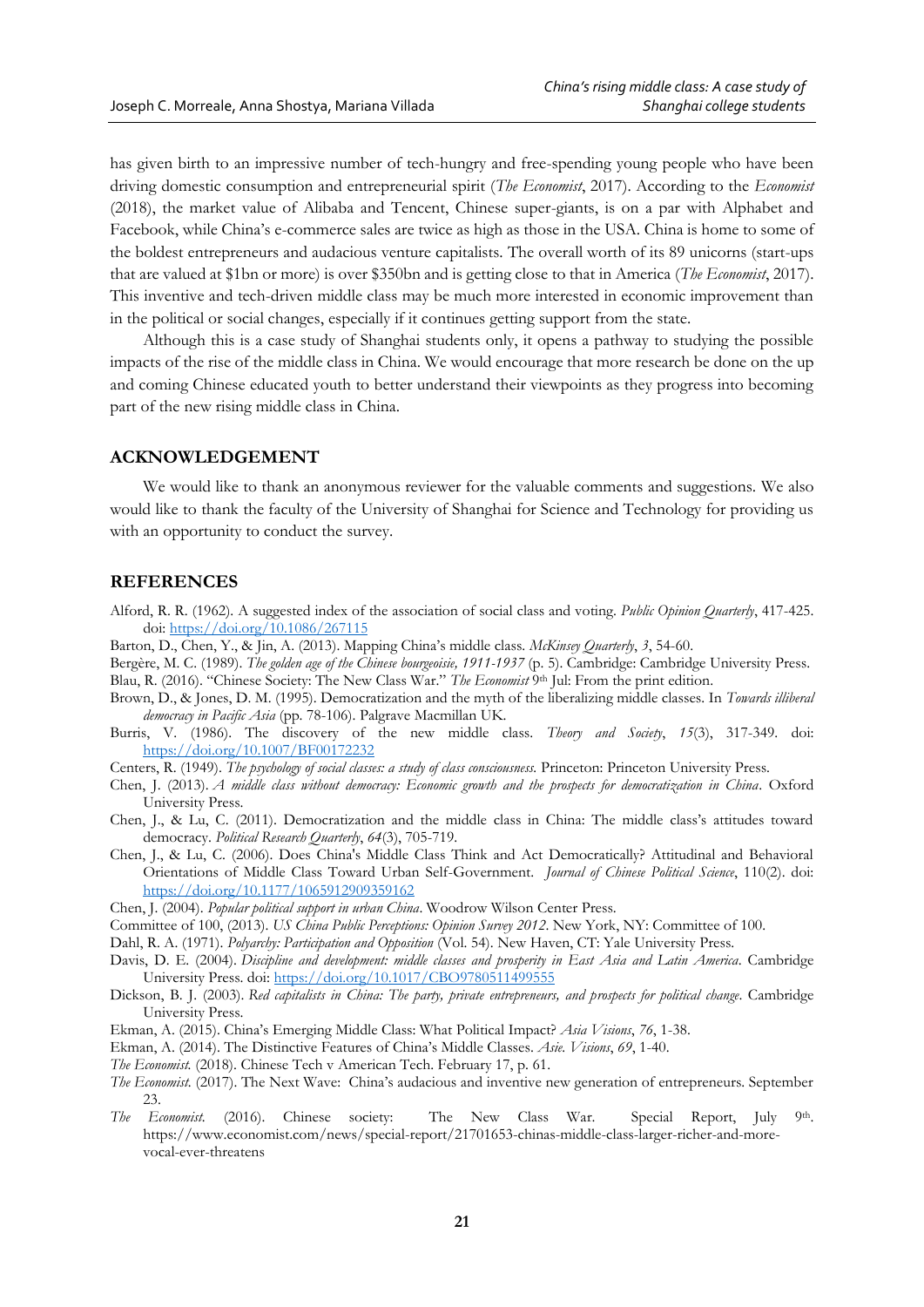has given birth to an impressive number of tech-hungry and free-spending young people who have been driving domestic consumption and entrepreneurial spirit (*The Economist*, 2017). According to the *Economist* (2018), the market value of Alibaba and Tencent, Chinese super-giants, is on a par with Alphabet and Facebook, while China's e-commerce sales are twice as high as those in the USA. China is home to some of the boldest entrepreneurs and audacious venture capitalists. The overall worth of its 89 unicorns (start-ups that are valued at $1bn or more) is over $350bn and is getting close to that in America (*The Economist*, 2017). This inventive and tech-driven middle class may be much more interested in economic improvement than in the political or social changes, especially if it continues getting support from the state.

Although this is a case study of Shanghai students only, it opens a pathway to studying the possible impacts of the rise of the middle class in China. We would encourage that more research be done on the up and coming Chinese educated youth to better understand their viewpoints as they progress into becoming part of the new rising middle class in China.

## ACKNOWLEDGEMENT

We would like to thank an anonymous reviewer for the valuable comments and suggestions. We also would like to thank the faculty of the University of Shanghai for Science and Technology for providing us with an opportunity to conduct the survey.

## REFERENCES

Alford, R. R. (1962). A suggested index of the association of social class and voting. *Public Opinion Quarterly*, 417-425. doi: https://doi.org/10.1086/267115

Barton, D., Chen, Y., & Jin, A. (2013). Mapping China's middle class. *McKinsey Quarterly*, *3*, 54-60.

Bergère, M. C. (1989). *The golden age of the Chinese bourgeoisie, 1911-1937* (p. 5). Cambridge: Cambridge University Press.

Blau, R. (2016). "Chinese Society: The New Class War." *The Economist* 9th Jul: From the print edition.

Brown, D., & Jones, D. M. (1995). Democratization and the myth of the liberalizing middle classes. In *Towards illiberal democracy in Pacific Asia* (pp. 78-106). Palgrave Macmillan UK.

Burris, V. (1986). The discovery of the new middle class. *Theory and Society*, *15*(3), 317-349. doi: https://doi.org/10.1007/BF00172232

Centers, R. (1949). *The psychology of social classes: a study of class consciousness.* Princeton: Princeton University Press.

Chen, J. (2013). *A middle class without democracy: Economic growth and the prospects for democratization in China*. Oxford University Press.

Chen, J., & Lu, C. (2011). Democratization and the middle class in China: The middle class's attitudes toward democracy. *Political Research Quarterly*, *64*(3), 705-719.

Chen, J., & Lu, C. (2006). Does China's Middle Class Think and Act Democratically? Attitudinal and Behavioral Orientations of Middle Class Toward Urban Self-Government. *Journal of Chinese Political Science*, 110(2). doi: https://doi.org/10.1177/1065912909359162

Chen, J. (2004). *Popular political support in urban China*. Woodrow Wilson Center Press.

Committee of 100, (2013). *US China Public Perceptions: Opinion Survey 2012*. New York, NY: Committee of 100.

Dahl, R. A. (1971). *Polyarchy: Participation and Opposition* (Vol. 54). New Haven, CT: Yale University Press.

Davis, D. E. (2004). *Discipline and development: middle classes and prosperity in East Asia and Latin America*. Cambridge University Press. doi: https://doi.org/10.1017/CBO9780511499555

Dickson, B. J. (2003). *Red capitalists in China: The party, private entrepreneurs, and prospects for political change*. Cambridge University Press.

Ekman, A. (2015). China's Emerging Middle Class: What Political Impact? *Asia Visions*, *76*, 1-38.

Ekman, A. (2014). The Distinctive Features of China's Middle Classes. *Asie. Visions*, *69*, 1-40.

*The Economist.* (2018). Chinese Tech v American Tech. February 17, p. 61.

*The Economist.* (2017). The Next Wave: China's audacious and inventive new generation of entrepreneurs. September 23.

*The Economist.* (2016). Chinese society: The New Class War. Special Report, July 9th. https://www.economist.com/news/special-report/21701653-chinas-middle-class-larger-richer-and-more-vocal-ever-threatens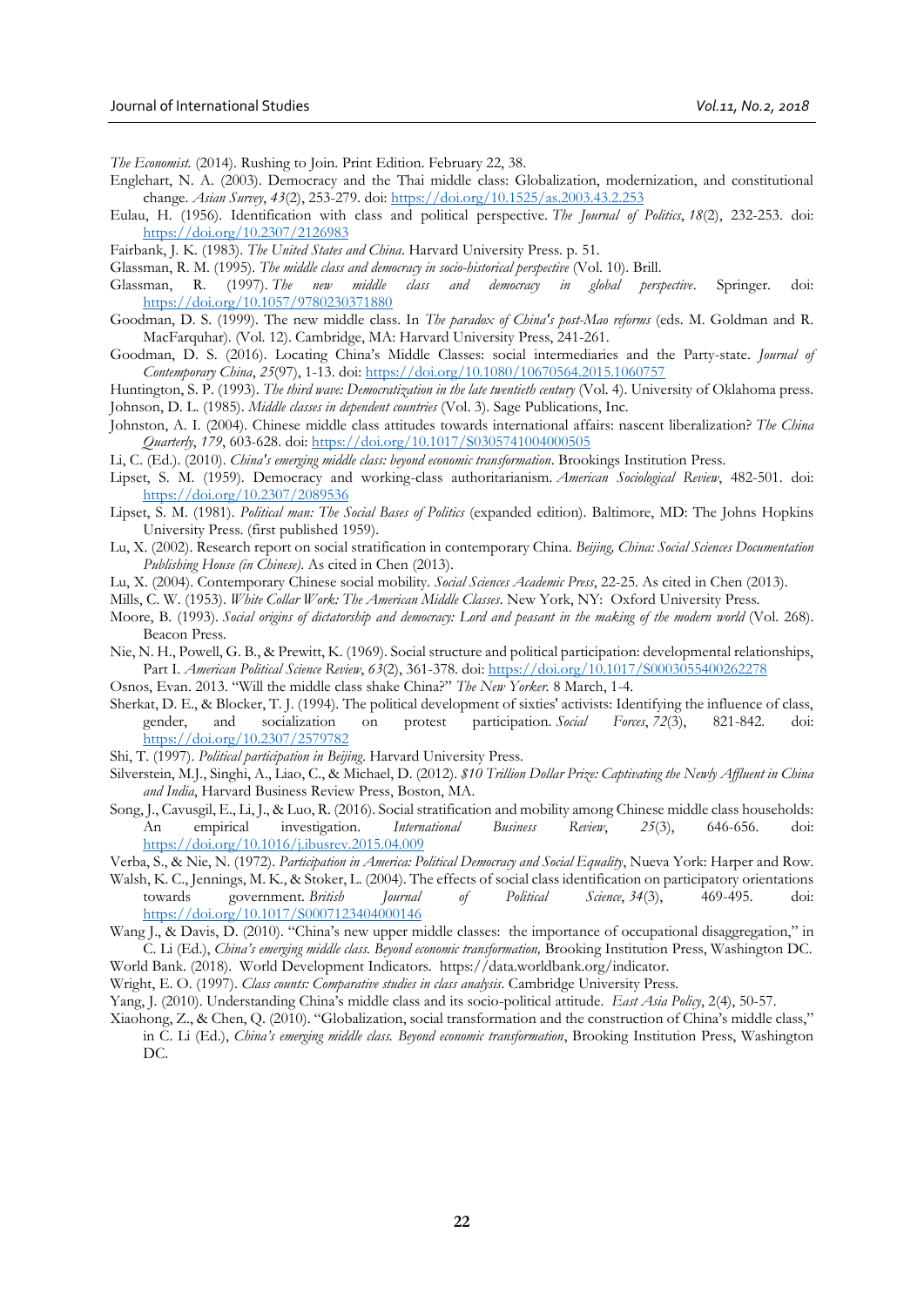*The Economist.* (2014). Rushing to Join. Print Edition. February 22, 38.

Englehart, N. A. (2003). Democracy and the Thai middle class: Globalization, modernization, and constitutional change. *Asian Survey*, *43*(2), 253-279. doi: https://doi.org/10.1525/as.2003.43.2.253

Eulau, H. (1956). Identification with class and political perspective. *The Journal of Politics*, *18*(2), 232-253. doi: https://doi.org/10.2307/2126983

Fairbank, J. K. (1983). *The United States and China*. Harvard University Press. p. 51.

Glassman, R. M. (1995). *The middle class and democracy in socio-historical perspective* (Vol. 10). Brill.

Glassman, R. (1997). *The new middle class and democracy in global perspective*. Springer. doi: https://doi.org/10.1057/9780230371880

Goodman, D. S. (1999). The new middle class. In *The paradox of China's post-Mao reforms* (eds. M. Goldman and R. MacFarquhar). (Vol. 12). Cambridge, MA: Harvard University Press, 241-261.

Goodman, D. S. (2016). Locating China's Middle Classes: social intermediaries and the Party-state. *Journal of Contemporary China*, *25*(97), 1-13. doi: https://doi.org/10.1080/10670564.2015.1060757

Huntington, S. P. (1993). *The third wave: Democratization in the late twentieth century* (Vol. 4). University of Oklahoma press.

Johnson, D. L. (1985). *Middle classes in dependent countries* (Vol. 3). Sage Publications, Inc.

Johnston, A. I. (2004). Chinese middle class attitudes towards international affairs: nascent liberalization? *The China Quarterly*, *179*, 603-628. doi: https://doi.org/10.1017/S0305741004000505

Li, C. (Ed.). (2010). *China's emerging middle class: beyond economic transformation*. Brookings Institution Press.

Lipset, S. M. (1959). Democracy and working-class authoritarianism. *American Sociological Review*, 482-501. doi: https://doi.org/10.2307/2089536

Lipset, S. M. (1981). *Political man: The Social Bases of Politics* (expanded edition). Baltimore, MD: The Johns Hopkins University Press. (first published 1959).

Lu, X. (2002). Research report on social stratification in contemporary China. *Beijing, China: Social Sciences Documentation Publishing House (in Chinese)*. As cited in Chen (2013).

Lu, X. (2004). Contemporary Chinese social mobility. *Social Sciences Academic Press*, 22-25. As cited in Chen (2013).

Mills, C. W. (1953). *White Collar Work: The American Middle Classes*. New York, NY: Oxford University Press.

Moore, B. (1993). *Social origins of dictatorship and democracy: Lord and peasant in the making of the modern world* (Vol. 268). Beacon Press.

Nie, N. H., Powell, G. B., & Prewitt, K. (1969). Social structure and political participation: developmental relationships, Part I. *American Political Science Review*, *63*(2), 361-378. doi: https://doi.org/10.1017/S0003055400262278

Osnos, Evan. 2013. "Will the middle class shake China?" *The New Yorker.* 8 March, 1-4.

Sherkat, D. E., & Blocker, T. J. (1994). The political development of sixties' activists: Identifying the influence of class, gender, and socialization on protest participation. *Social Forces*, *72*(3), 821-842. doi: https://doi.org/10.2307/2579782

Shi, T. (1997). *Political participation in Beijing*. Harvard University Press.

Silverstein, M.J., Singhi, A., Liao, C., & Michael, D. (2012). *$10 Trillion Dollar Prize: Captivating the Newly Affluent in China and India*, Harvard Business Review Press, Boston, MA.

Song, J., Cavusgil, E., Li, J., & Luo, R. (2016). Social stratification and mobility among Chinese middle class households: An empirical investigation. *International Business Review*, *25*(3), 646-656. doi: https://doi.org/10.1016/j.ibusrev.2015.04.009

Verba, S., & Nie, N. (1972). *Participation in America: Political Democracy and Social Equality*, Nueva York: Harper and Row.

Walsh, K. C., Jennings, M. K., & Stoker, L. (2004). The effects of social class identification on participatory orientations towards government. *British Journal of Political Science*, *34*(3), 469-495. doi: https://doi.org/10.1017/S0007123404000146

Wang J., & Davis, D. (2010). "China's new upper middle classes: the importance of occupational disaggregation," in C. Li (Ed.), *China's emerging middle class. Beyond economic transformation,* Brookings Institution Press, Washington DC.

World Bank. (2018). World Development Indicators. https://data.worldbank.org/indicator.

Wright, E. O. (1997). *Class counts: Comparative studies in class analysis*. Cambridge University Press.

Yang, J. (2010). Understanding China's middle class and its socio-political attitude. *East Asia Policy*, 2(4), 50-57.

Xiaohong, Z., & Chen, Q. (2010). "Globalization, social transformation and the construction of China's middle class," in C. Li (Ed.), *China's emerging middle class. Beyond economic transformation*, Brookings Institution Press, Washington DC.